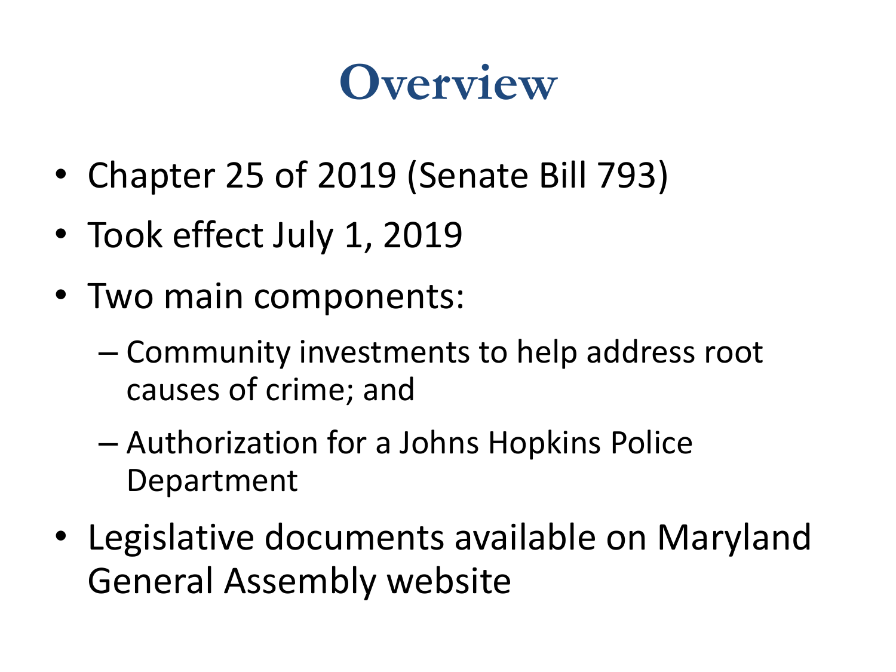# Overview

- Chapter 25 of 2019 (Senate Bill 793)
- Took effect July 1, 2019
- Two main components:
  - Community investments to help address root causes of crime; and
  - Authorization for a Johns Hopkins Police Department
- Legislative documents available on Maryland General Assembly website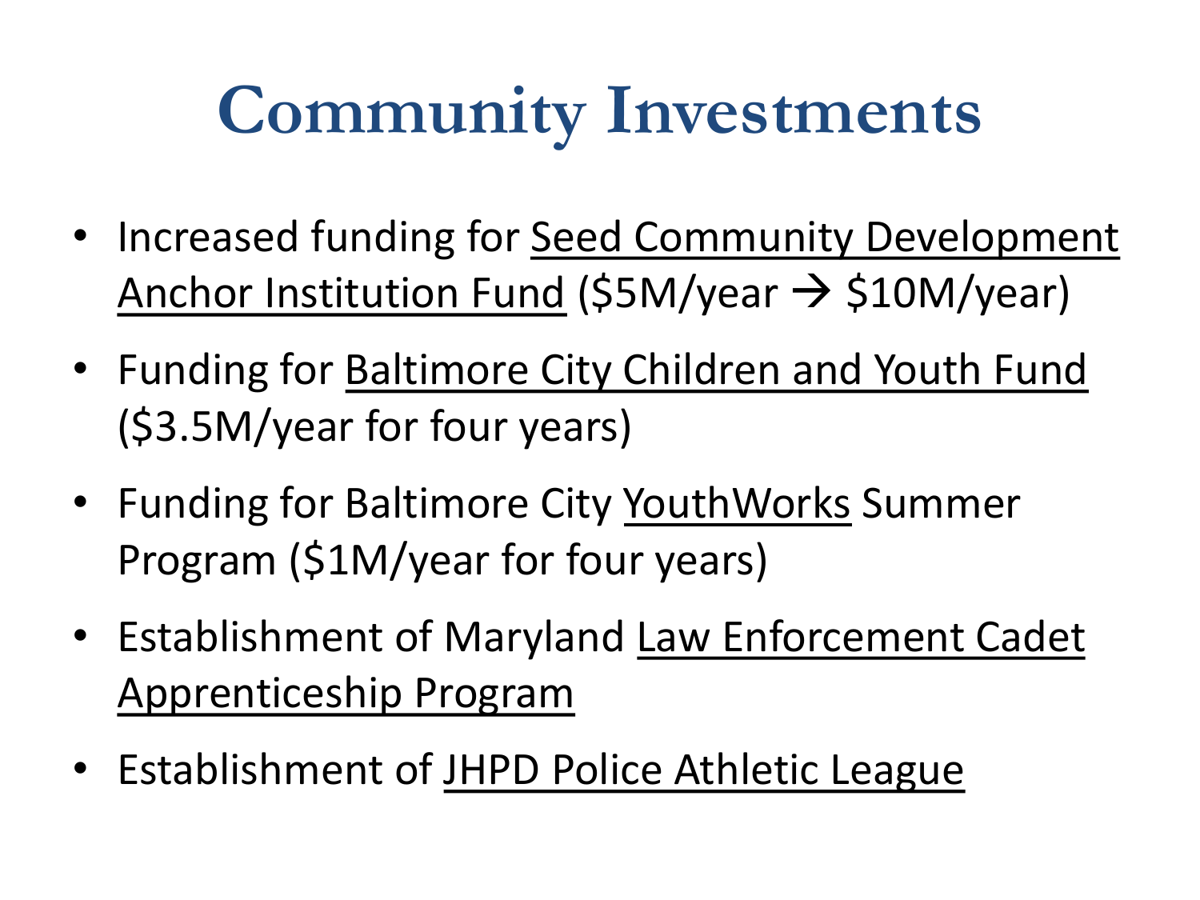# Community Investments

- Increased funding for Seed Community Development Anchor Institution Fund ($5M/year → $10M/year)
- Funding for Baltimore City Children and Youth Fund ($3.5M/year for four years)
- Funding for Baltimore City YouthWorks Summer Program ($1M/year for four years)
- Establishment of Maryland Law Enforcement Cadet Apprenticeship Program
- Establishment of JHPD Police Athletic League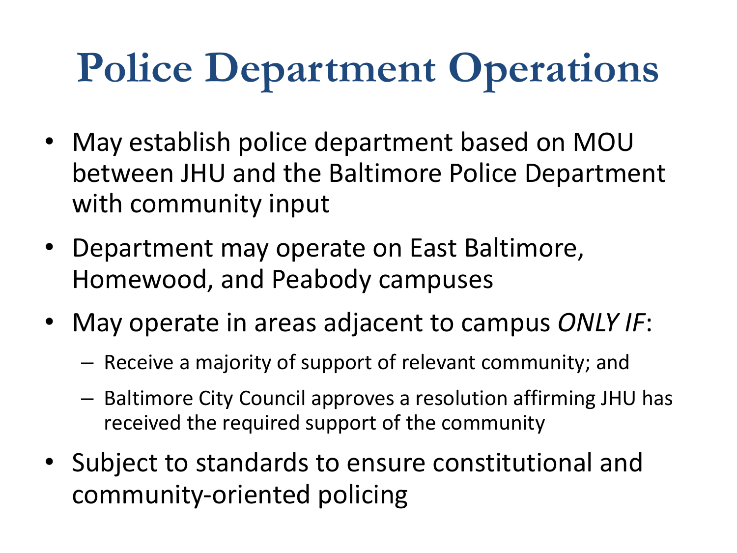# Police Department Operations

- May establish police department based on MOU between JHU and the Baltimore Police Department with community input
- Department may operate on East Baltimore, Homewood, and Peabody campuses
- May operate in areas adjacent to campus *ONLY IF*:
  - Receive a majority of support of relevant community; and
  - Baltimore City Council approves a resolution affirming JHU has received the required support of the community
- Subject to standards to ensure constitutional and community-oriented policing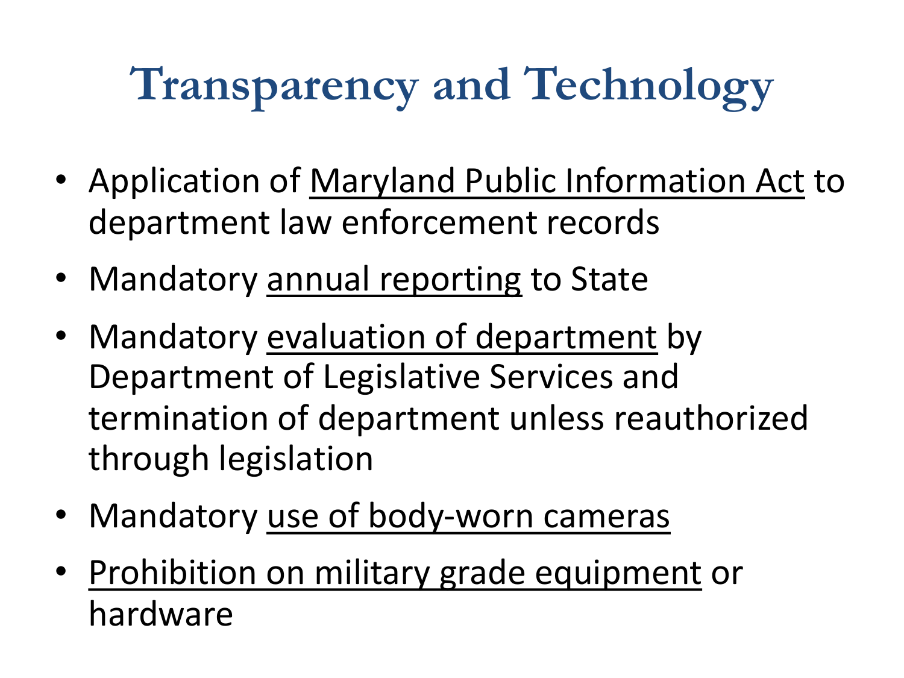# Transparency and Technology

- Application of Maryland Public Information Act to department law enforcement records
- Mandatory annual reporting to State
- Mandatory evaluation of department by Department of Legislative Services and termination of department unless reauthorized through legislation
- Mandatory use of body-worn cameras
- Prohibition on military grade equipment or hardware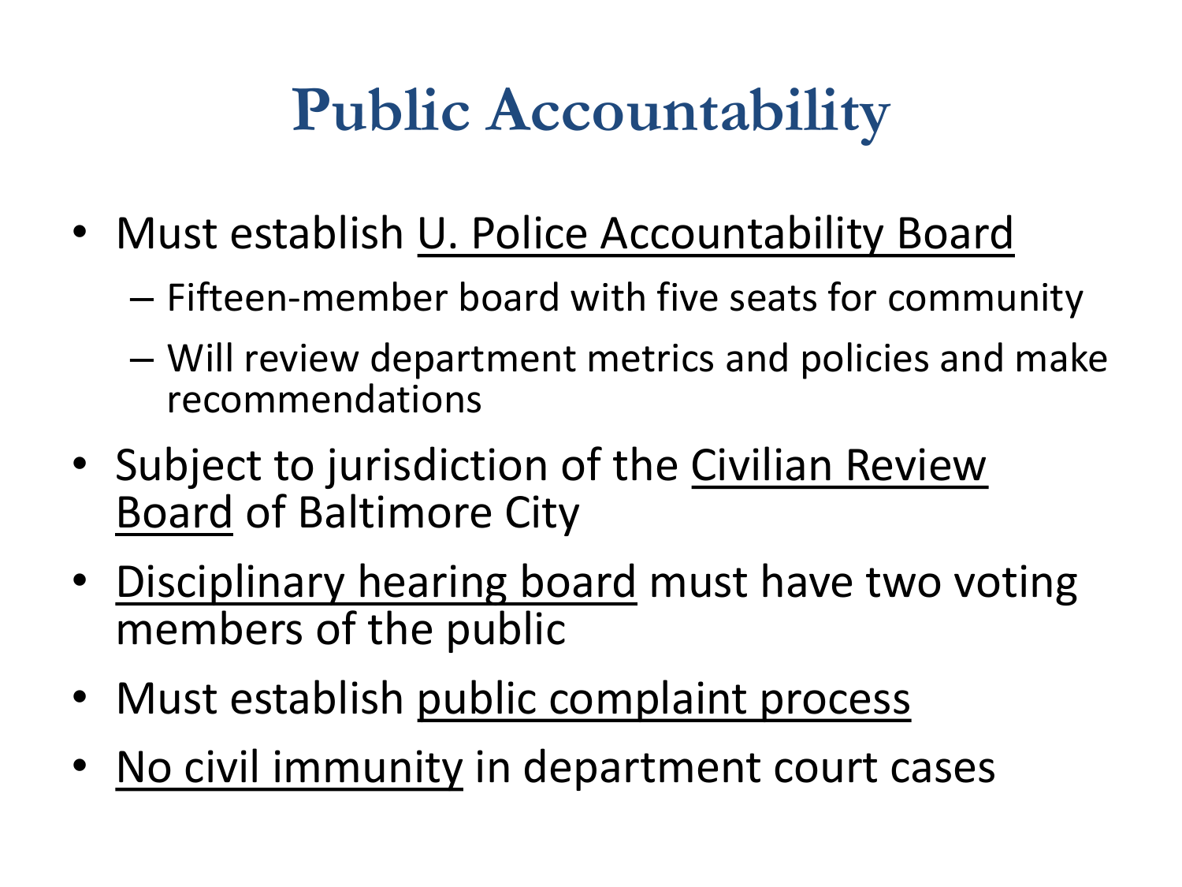# Public Accountability

- Must establish U. Police Accountability Board
  - Fifteen-member board with five seats for community
  - Will review department metrics and policies and make recommendations
- Subject to jurisdiction of the Civilian Review Board of Baltimore City
- Disciplinary hearing board must have two voting members of the public
- Must establish public complaint process
- No civil immunity in department court cases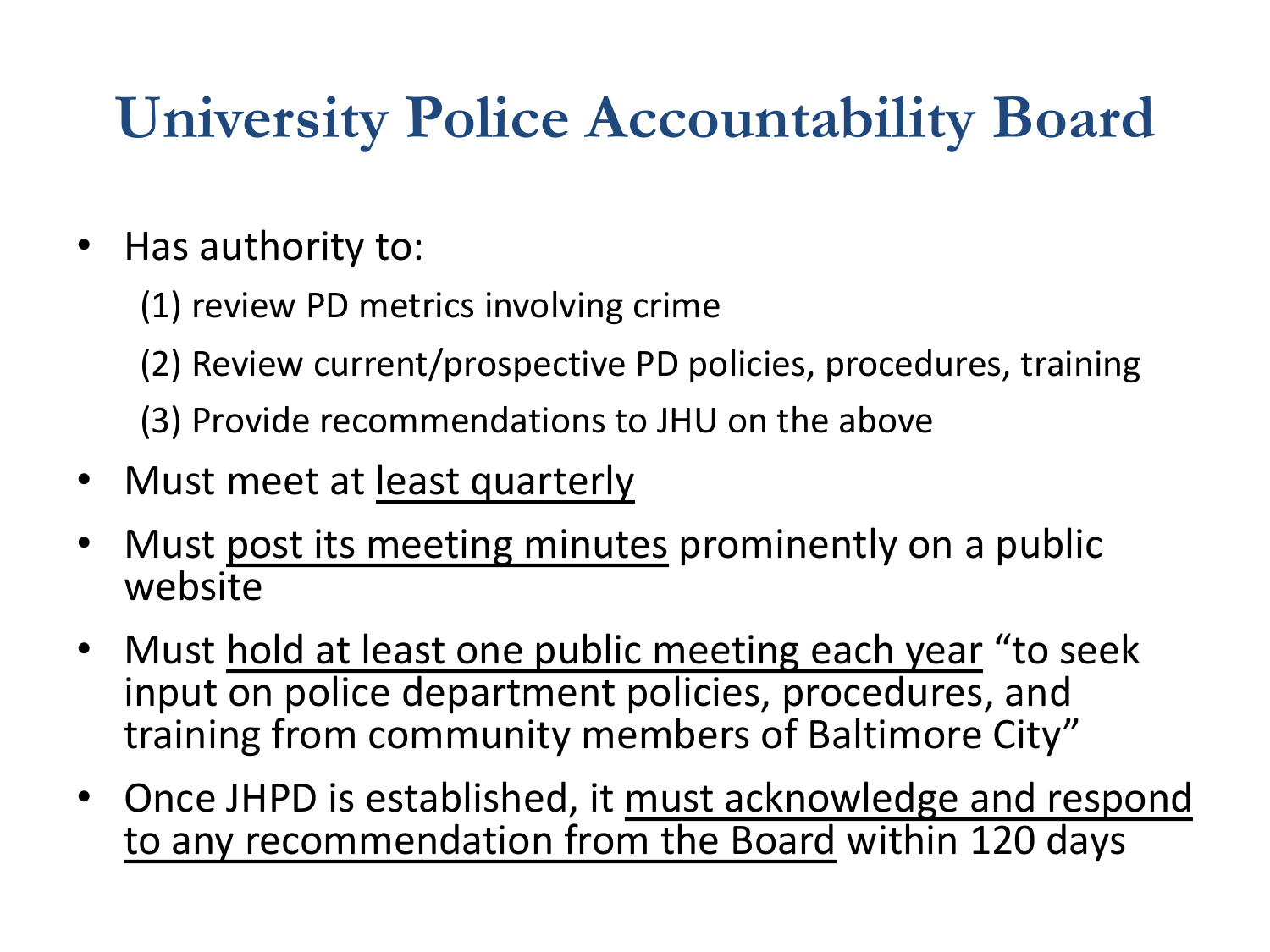# University Police Accountability Board

- Has authority to:
  - (1) review PD metrics involving crime
  - (2) Review current/prospective PD policies, procedures, training
  - (3) Provide recommendations to JHU on the above
- Must meet at <u>least quarterly</u>
- Must <u>post its meeting minutes</u> prominently on a public website
- Must <u>hold at least one public meeting each year</u> "to seek input on police department policies, procedures, and training from community members of Baltimore City"
- Once JHPD is established, it <u>must acknowledge and respond to any recommendation from the Board</u> within 120 days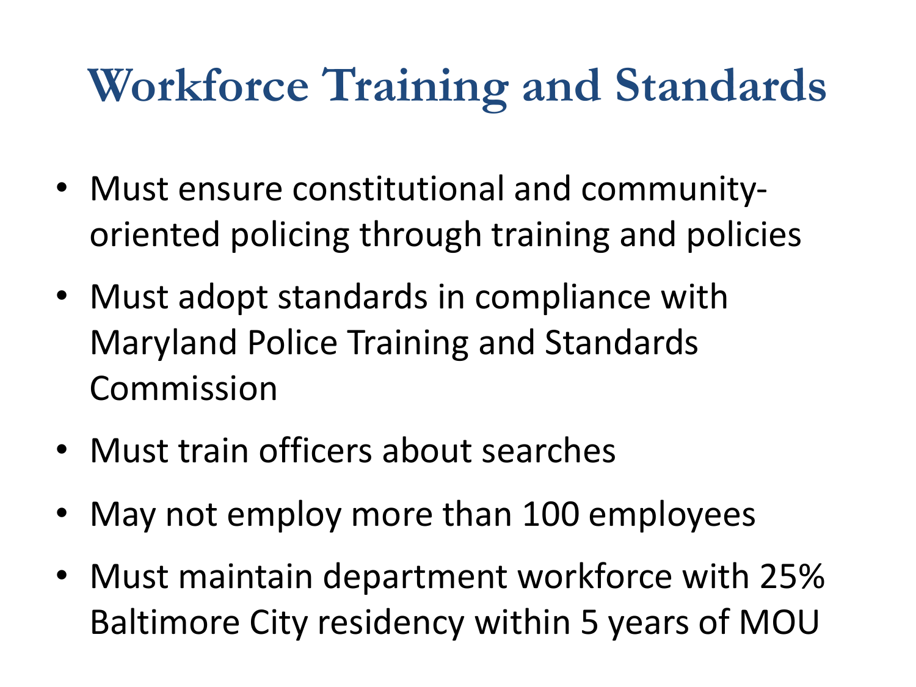# Workforce Training and Standards

- Must ensure constitutional and community-oriented policing through training and policies
- Must adopt standards in compliance with Maryland Police Training and Standards Commission
- Must train officers about searches
- May not employ more than 100 employees
- Must maintain department workforce with 25% Baltimore City residency within 5 years of MOU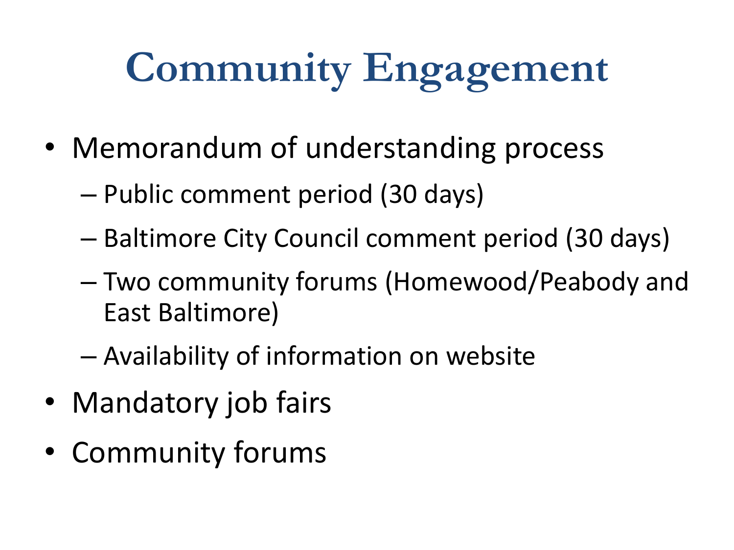# Community Engagement

- Memorandum of understanding process
  - Public comment period (30 days)
  - Baltimore City Council comment period (30 days)
  - Two community forums (Homewood/Peabody and East Baltimore)
  - Availability of information on website
- Mandatory job fairs
- Community forums